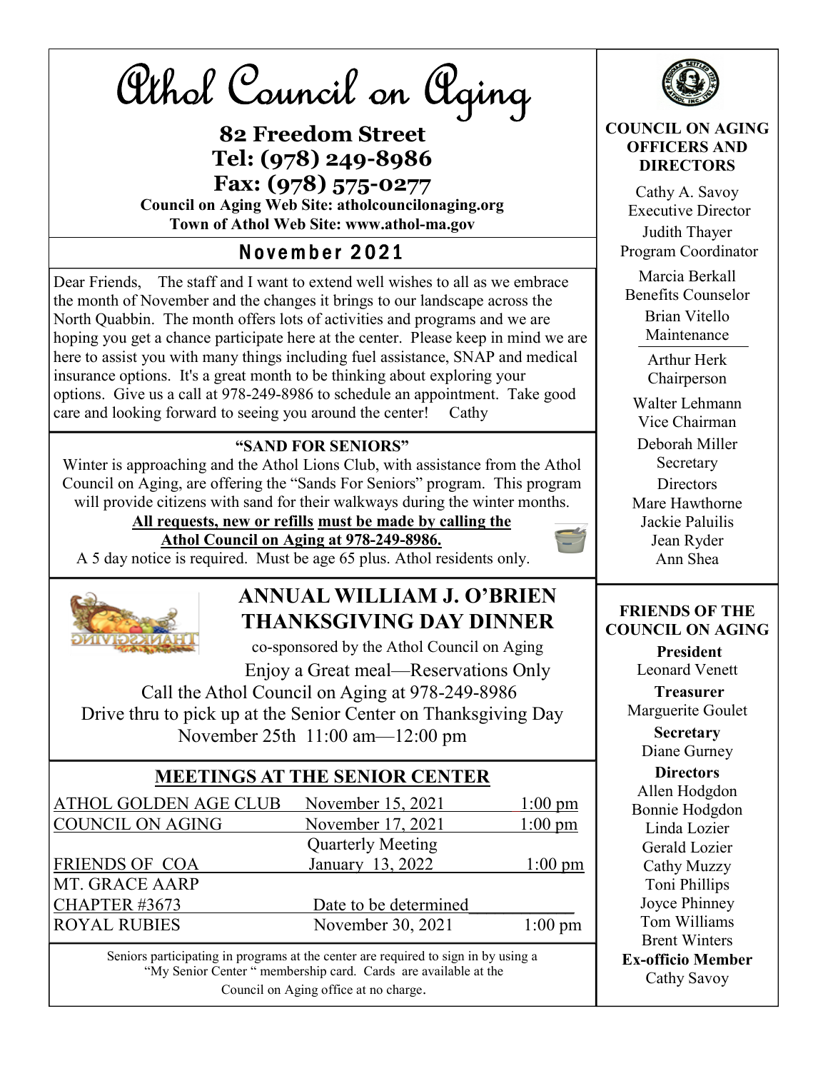# Athol Council on Aging

**82 Freedom Street**
**Tel: (978) 249-8986**
**Fax: (978) 575-0277**
**Council on Aging Web Site: atholcouncilonaging.org**
**Town of Athol Web Site: www.athol-ma.gov**

## November 2021

Dear Friends, The staff and I want to extend well wishes to all as we embrace the month of November and the changes it brings to our landscape across the North Quabbin. The month offers lots of activities and programs and we are hoping you get a chance participate here at the center. Please keep in mind we are here to assist you with many things including fuel assistance, SNAP and medical insurance options. It's a great month to be thinking about exploring your options. Give us a call at 978-249-8986 to schedule an appointment. Take good care and looking forward to seeing you around the center! Cathy

### "SAND FOR SENIORS"

Winter is approaching and the Athol Lions Club, with assistance from the Athol Council on Aging, are offering the "Sands For Seniors" program. This program will provide citizens with sand for their walkways during the winter months.

**All requests, new or refills must be made by calling the Athol Council on Aging at 978-249-8986.**

A 5 day notice is required. Must be age 65 plus. Athol residents only.

### ANNUAL WILLIAM J. O'BRIEN THANKSGIVING DAY DINNER

co-sponsored by the Athol Council on Aging

Enjoy a Great meal—Reservations Only

Call the Athol Council on Aging at 978-249-8986

Drive thru to pick up at the Senior Center on Thanksgiving Day

November 25th 11:00 am—12:00 pm

### MEETINGS AT THE SENIOR CENTER

| | | |
|---|---|---|
| ATHOL GOLDEN AGE CLUB | November 15, 2021 | 1:00 pm |
| COUNCIL ON AGING | November 17, 2021 | 1:00 pm |
| FRIENDS OF COA | Quarterly Meeting January 13, 2022 | 1:00 pm |
| MT. GRACE AARP CHAPTER #3673 | Date to be determined | |
| ROYAL RUBIES | November 30, 2021 | 1:00 pm |

Seniors participating in programs at the center are required to sign in by using a "My Senior Center " membership card. Cards are available at the Council on Aging office at no charge.

### COUNCIL ON AGING OFFICERS AND DIRECTORS

Cathy A. Savoy
Executive Director

Judith Thayer
Program Coordinator

Marcia Berkall
Benefits Counselor

Brian Vitello
Maintenance

Arthur Herk
Chairperson

Walter Lehmann
Vice Chairman

Deborah Miller
Secretary

Directors
Mare Hawthorne
Jackie Paluilis
Jean Ryder
Ann Shea

### FRIENDS OF THE COUNCIL ON AGING

**President**
Leonard Venett

**Treasurer**
Marguerite Goulet

**Secretary**
Diane Gurney

**Directors**
Allen Hodgdon
Bonnie Hodgdon
Linda Lozier
Gerald Lozier
Cathy Muzzy
Toni Phillips
Joyce Phinney
Tom Williams
Brent Winters

**Ex-officio Member**
Cathy Savoy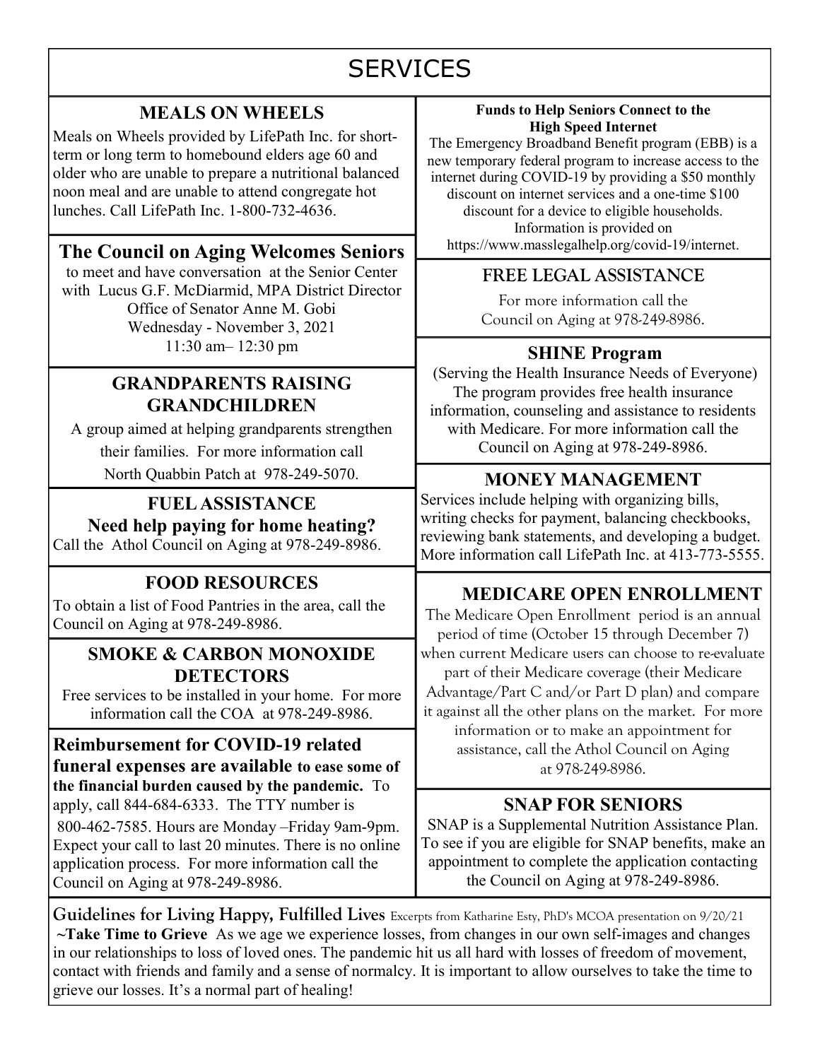# SERVICES

## MEALS ON WHEELS

Meals on Wheels provided by LifePath Inc. for short-term or long term to homebound elders age 60 and older who are unable to prepare a nutritional balanced noon meal and are unable to attend congregate hot lunches. Call LifePath Inc. 1-800-732-4636.

## The Council on Aging Welcomes Seniors

to meet and have conversation at the Senior Center with Lucus G.F. McDiarmid, MPA District Director
Office of Senator Anne M. Gobi
Wednesday - November 3, 2021
11:30 am– 12:30 pm

## GRANDPARENTS RAISING GRANDCHILDREN

A group aimed at helping grandparents strengthen their families. For more information call North Quabbin Patch at 978-249-5070.

## FUEL ASSISTANCE

**Need help paying for home heating?**

Call the Athol Council on Aging at 978-249-8986.

## FOOD RESOURCES

To obtain a list of Food Pantries in the area, call the Council on Aging at 978-249-8986.

## SMOKE & CARBON MONOXIDE DETECTORS

Free services to be installed in your home. For more information call the COA at 978-249-8986.

**Reimbursement for COVID-19 related funeral expenses are available to ease some of the financial burden caused by the pandemic.** To apply, call 844-684-6333. The TTY number is 800-462-7585. Hours are Monday –Friday 9am-9pm. Expect your call to last 20 minutes. There is no online application process. For more information call the Council on Aging at 978-249-8986.

### Funds to Help Seniors Connect to the High Speed Internet

The Emergency Broadband Benefit program (EBB) is a new temporary federal program to increase access to the internet during COVID-19 by providing a $50 monthly discount on internet services and a one-time $100 discount for a device to eligible households. Information is provided on https://www.masslegalhelp.org/covid-19/internet.

## FREE LEGAL ASSISTANCE

For more information call the Council on Aging at 978-249-8986.

## SHINE Program

(Serving the Health Insurance Needs of Everyone) The program provides free health insurance information, counseling and assistance to residents with Medicare. For more information call the Council on Aging at 978-249-8986.

## MONEY MANAGEMENT

Services include helping with organizing bills, writing checks for payment, balancing checkbooks, reviewing bank statements, and developing a budget. More information call LifePath Inc. at 413-773-5555.

## MEDICARE OPEN ENROLLMENT

The Medicare Open Enrollment period is an annual period of time (October 15 through December 7) when current Medicare users can choose to re-evaluate part of their Medicare coverage (their Medicare Advantage/Part C and/or Part D plan) and compare it against all the other plans on the market. For more information or to make an appointment for assistance, call the Athol Council on Aging at 978-249-8986.

## SNAP FOR SENIORS

SNAP is a Supplemental Nutrition Assistance Plan. To see if you are eligible for SNAP benefits, make an appointment to complete the application contacting the Council on Aging at 978-249-8986.

**Guidelines for Living Happy, Fulfilled Lives** Excerpts from Katharine Esty, PhD's MCOA presentation on 9/20/21

**~Take Time to Grieve** As we age we experience losses, from changes in our own self-images and changes in our relationships to loss of loved ones. The pandemic hit us all hard with losses of freedom of movement, contact with friends and family and a sense of normalcy. It is important to allow ourselves to take the time to grieve our losses. It's a normal part of healing!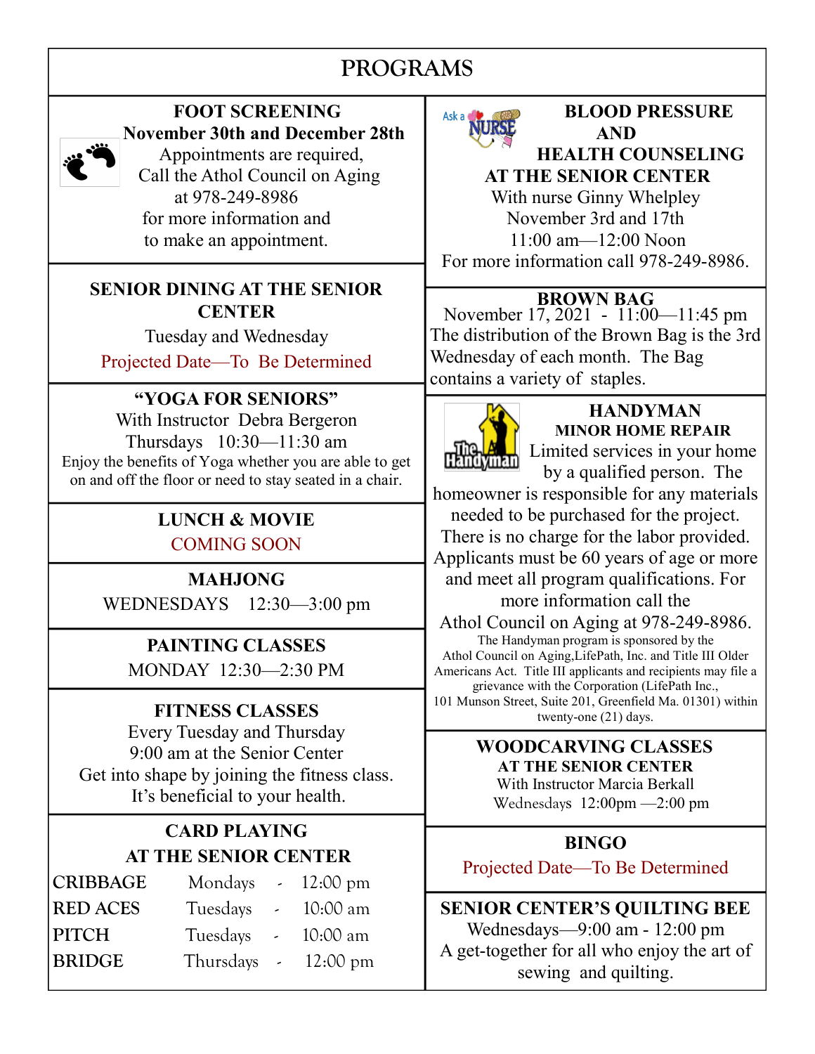# PROGRAMS

## FOOT SCREENING

**November 30th and December 28th**

Appointments are required,
Call the Athol Council on Aging at 978-249-8986 for more information and to make an appointment.

## SENIOR DINING AT THE SENIOR CENTER

Tuesday and Wednesday

Projected Date—To Be Determined

## "YOGA FOR SENIORS"

With Instructor Debra Bergeron
Thursdays 10:30—11:30 am

Enjoy the benefits of Yoga whether you are able to get on and off the floor or need to stay seated in a chair.

## LUNCH & MOVIE

COMING SOON

## MAHJONG

WEDNESDAYS 12:30—3:00 pm

## PAINTING CLASSES

MONDAY 12:30—2:30 PM

## FITNESS CLASSES

Every Tuesday and Thursday
9:00 am at the Senior Center
Get into shape by joining the fitness class.
It's beneficial to your health.

## CARD PLAYING AT THE SENIOR CENTER

| | | |
|---|---|---|
| CRIBBAGE | Mondays | 12:00 pm |
| RED ACES | Tuesdays | 10:00 am |
| PITCH | Tuesdays | 10:00 am |
| BRIDGE | Thursdays | 12:00 pm |

## BLOOD PRESSURE AND HEALTH COUNSELING AT THE SENIOR CENTER

With nurse Ginny Whelpley
November 3rd and 17th
11:00 am—12:00 Noon
For more information call 978-249-8986.

## BROWN BAG

November 17, 2021 - 11:00—11:45 pm
The distribution of the Brown Bag is the 3rd Wednesday of each month. The Bag contains a variety of staples.

## HANDYMAN

**MINOR HOME REPAIR**

Limited services in your home by a qualified person. The homeowner is responsible for any materials needed to be purchased for the project. There is no charge for the labor provided. Applicants must be 60 years of age or more and meet all program qualifications. For more information call the Athol Council on Aging at 978-249-8986.

The Handyman program is sponsored by the Athol Council on Aging,LifePath, Inc. and Title III Older Americans Act. Title III applicants and recipients may file a grievance with the Corporation (LifePath Inc., 101 Munson Street, Suite 201, Greenfield Ma. 01301) within twenty-one (21) days.

## WOODCARVING CLASSES AT THE SENIOR CENTER

With Instructor Marcia Berkall
Wednesdays 12:00pm —2:00 pm

## BINGO

Projected Date—To Be Determined

## SENIOR CENTER'S QUILTING BEE

Wednesdays—9:00 am - 12:00 pm
A get-together for all who enjoy the art of sewing and quilting.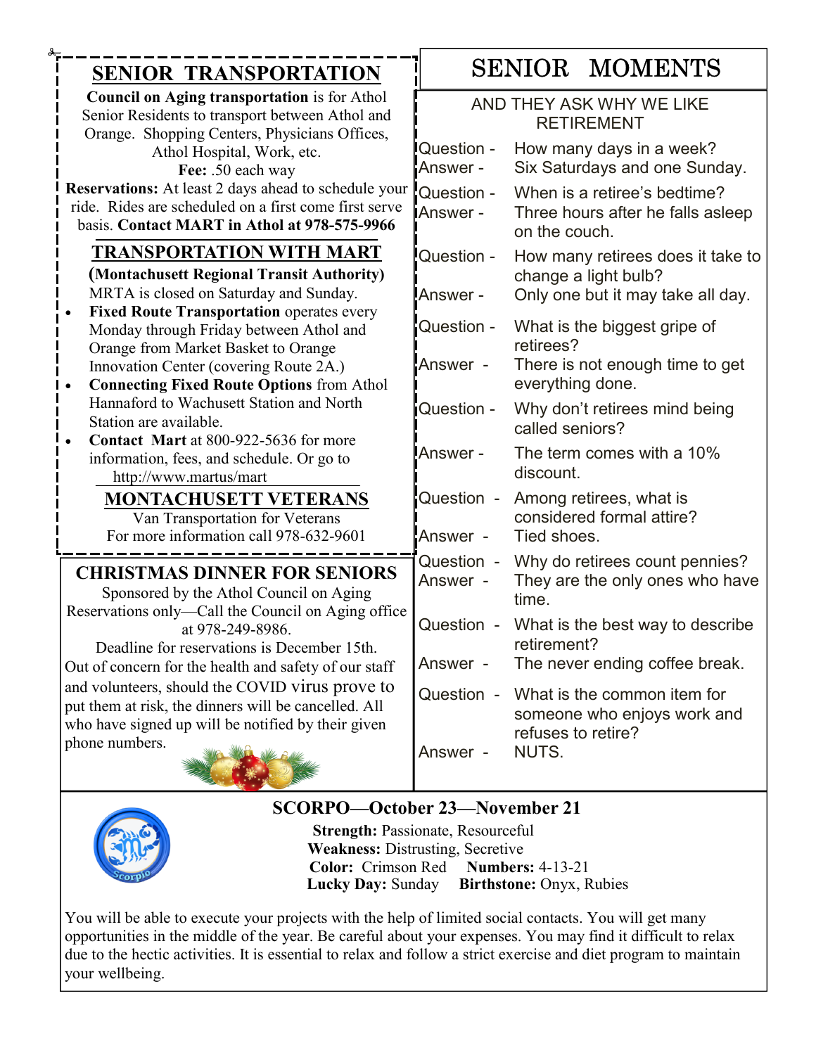## SENIOR TRANSPORTATION

**Council on Aging transportation** is for Athol Senior Residents to transport between Athol and Orange. Shopping Centers, Physicians Offices, Athol Hospital, Work, etc.

**Fee:** .50 each way

**Reservations:** At least 2 days ahead to schedule your ride. Rides are scheduled on a first come first serve basis. **Contact MART in Athol at 978-575-9966**

## TRANSPORTATION WITH MART

**(Montachusett Regional Transit Authority)**

MRTA is closed on Saturday and Sunday.

- **Fixed Route Transportation** operates every Monday through Friday between Athol and Orange from Market Basket to Orange Innovation Center (covering Route 2A.)
- **Connecting Fixed Route Options** from Athol Hannaford to Wachusett Station and North Station are available.
- **Contact Mart** at 800-922-5636 for more information, fees, and schedule. Or go to http://www.martus/mart

## MONTACHUSETT VETERANS

Van Transportation for Veterans

For more information call 978-632-9601

## CHRISTMAS DINNER FOR SENIORS

Sponsored by the Athol Council on Aging

Reservations only—Call the Council on Aging office at 978-249-8986.

Deadline for reservations is December 15th.

Out of concern for the health and safety of our staff and volunteers, should the COVID virus prove to put them at risk, the dinners will be cancelled. All who have signed up will be notified by their given phone numbers.

## SENIOR MOMENTS

AND THEY ASK WHY WE LIKE RETIREMENT

Question - How many days in a week?
Answer - Six Saturdays and one Sunday.

Question - When is a retiree's bedtime?
Answer - Three hours after he falls asleep on the couch.

Question - How many retirees does it take to change a light bulb?
Answer - Only one but it may take all day.

Question - What is the biggest gripe of retirees?
Answer - There is not enough time to get everything done.

Question - Why don't retirees mind being called seniors?
Answer - The term comes with a 10% discount.

Question - Among retirees, what is considered formal attire?
Answer - Tied shoes.

Question - Why do retirees count pennies?
Answer - They are the only ones who have time.

Question - What is the best way to describe retirement?
Answer - The never ending coffee break.

Question - What is the common item for someone who enjoys work and refuses to retire?
Answer - NUTS.

## SCORPO—October 23—November 21

**Strength:** Passionate, Resourceful
**Weakness:** Distrusting, Secretive
**Color:** Crimson Red **Numbers:** 4-13-21
**Lucky Day:** Sunday **Birthstone:** Onyx, Rubies

You will be able to execute your projects with the help of limited social contacts. You will get many opportunities in the middle of the year. Be careful about your expenses. You may find it difficult to relax due to the hectic activities. It is essential to relax and follow a strict exercise and diet program to maintain your wellbeing.